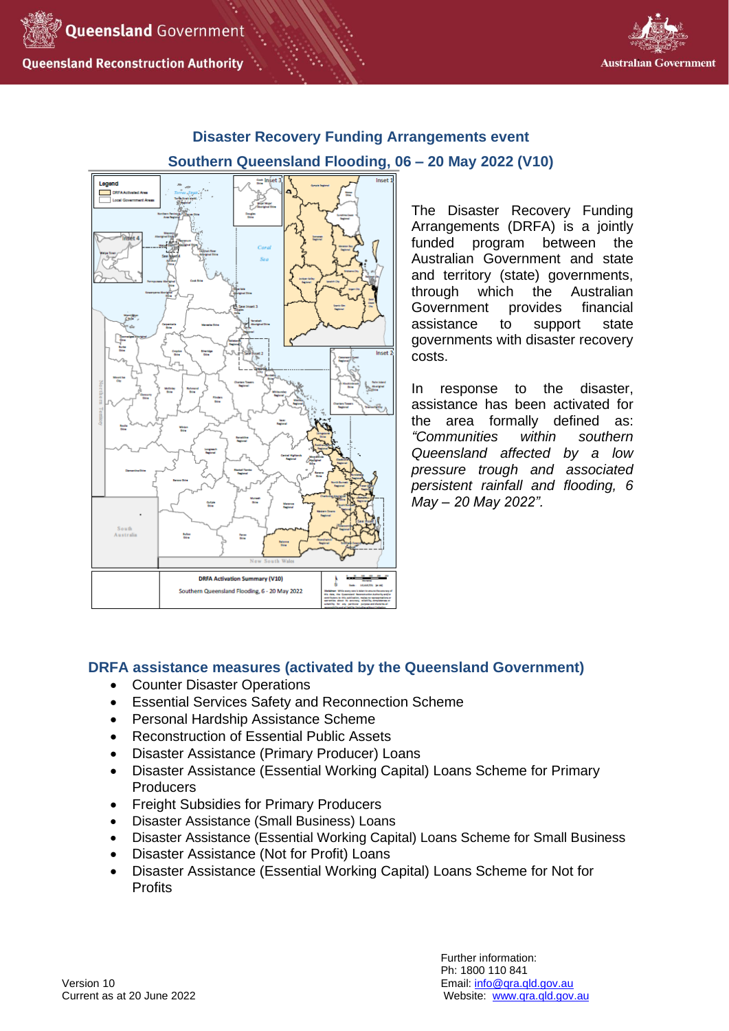## Disaster Recovery Funding Arrangements event

## Southern Queensland Flooding, 06 – 20 May 2022 (V10)

The Disaster Recovery Funding Arrangements (DRFA) is a jointly funded program between the Australian Government and state and territory (state) governments, through which the Australian Government provides financial assistance to support state governments with disaster recovery costs.

In response to the disaster, assistance has been activated for the area formally defined as: *"Communities within southern Queensland affected by a low pressure trough and associated persistent rainfall and flooding, 6 May – 20 May 2022".*

### DRFA assistance measures (activated by the Queensland Government)

- Counter Disaster Operations
- Essential Services Safety and Reconnection Scheme
- Personal Hardship Assistance Scheme
- Reconstruction of Essential Public Assets
- Disaster Assistance (Primary Producer) Loans
- Disaster Assistance (Essential Working Capital) Loans Scheme for Primary Producers
- Freight Subsidies for Primary Producers
- Disaster Assistance (Small Business) Loans
- Disaster Assistance (Essential Working Capital) Loans Scheme for Small Business
- Disaster Assistance (Not for Profit) Loans
- Disaster Assistance (Essential Working Capital) Loans Scheme for Not for Profits

Version 10
Current as at 20 June 2022

Further information:
Ph: 1800 110 841
Email: info@qra.qld.gov.au
Website: www.qra.qld.gov.au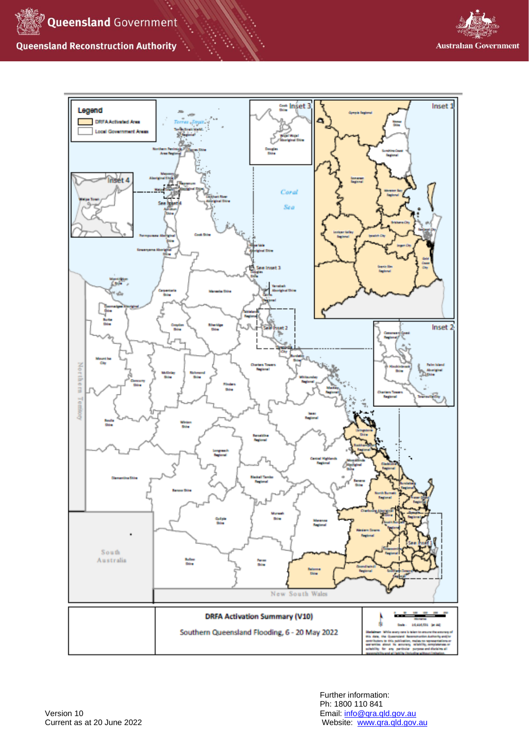**DRFA Activation Summary (V10)**

Southern Queensland Flooding, 6 - 20 May 2022

Legend

- DRFA Activated Area
- Local Government Areas

Version 10
Current as at 20 June 2022

Further information:
Ph: 1800 110 841
Email: info@qra.qld.gov.au
Website: www.qra.qld.gov.au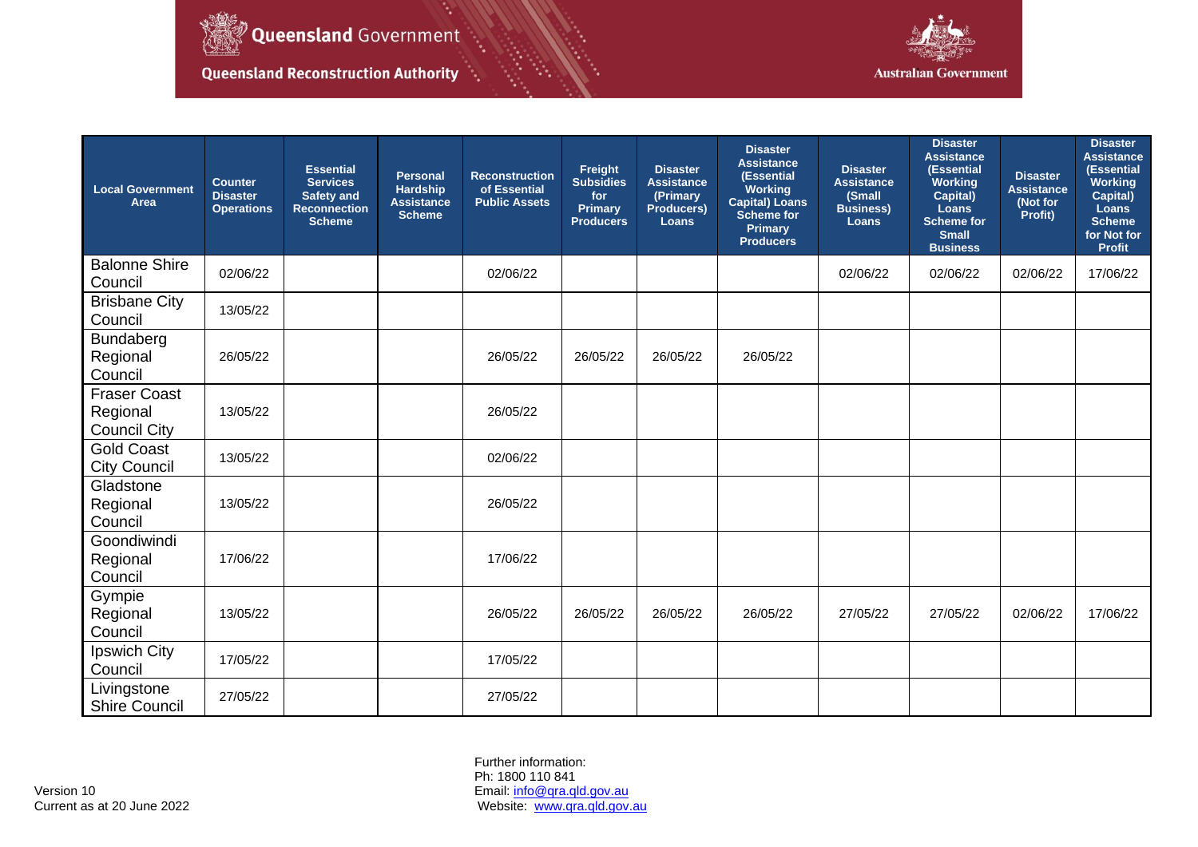| Local Government Area | Counter Disaster Operations | Essential Services Safety and Reconnection Scheme | Personal Hardship Assistance Scheme | Reconstruction of Essential Public Assets | Freight Subsidies for Primary Producers | Disaster Assistance (Primary Producers) Loans | Disaster Assistance (Essential Working Capital) Loans Scheme for Primary Producers | Disaster Assistance (Small Business) Loans | Disaster Assistance (Essential Working Capital) Loans Scheme for Small Business | Disaster Assistance (Not for Profit) | Disaster Assistance (Essential Working Capital) Loans Scheme for Not for Profit |
|---|---|---|---|---|---|---|---|---|---|---|---|
| Balonne Shire Council | 02/06/22 | | | 02/06/22 | | | | 02/06/22 | 02/06/22 | 02/06/22 | 17/06/22 |
| Brisbane City Council | 13/05/22 | | | | | | | | | | |
| Bundaberg Regional Council | 26/05/22 | | | 26/05/22 | 26/05/22 | 26/05/22 | 26/05/22 | | | | |
| Fraser Coast Regional Council City | 13/05/22 | | | 26/05/22 | | | | | | | |
| Gold Coast City Council | 13/05/22 | | | 02/06/22 | | | | | | | |
| Gladstone Regional Council | 13/05/22 | | | 26/05/22 | | | | | | | |
| Goondiwindi Regional Council | 17/06/22 | | | 17/06/22 | | | | | | | |
| Gympie Regional Council | 13/05/22 | | | 26/05/22 | 26/05/22 | 26/05/22 | 26/05/22 | 27/05/22 | 27/05/22 | 02/06/22 | 17/06/22 |
| Ipswich City Council | 17/05/22 | | | 17/05/22 | | | | | | | |
| Livingstone Shire Council | 27/05/22 | | | 27/05/22 | | | | | | | |

Version 10
Current as at 20 June 2022

Further information:
Ph: 1800 110 841
Email: info@qra.qld.gov.au
Website: www.qra.qld.gov.au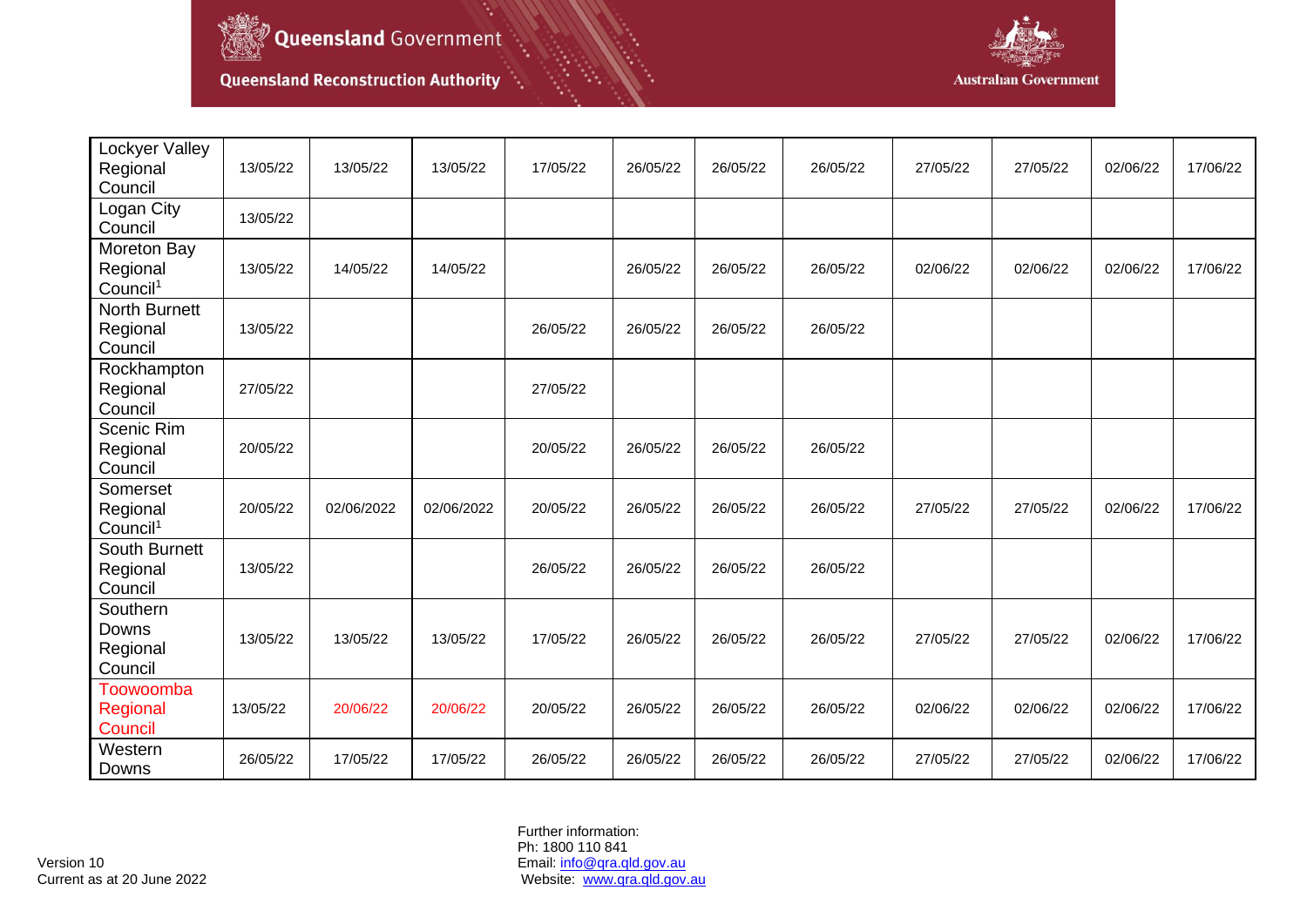| | | | | | | | | | | | |
|---|---|---|---|---|---|---|---|---|---|---|---|
| Lockyer Valley Regional Council | 13/05/22 | 13/05/22 | 13/05/22 | 17/05/22 | 26/05/22 | 26/05/22 | 26/05/22 | 27/05/22 | 27/05/22 | 02/06/22 | 17/06/22 |
| Logan City Council | 13/05/22 | | | | | | | | | | |
| Moreton Bay Regional Council[1] | 13/05/22 | 14/05/22 | 14/05/22 | | 26/05/22 | 26/05/22 | 26/05/22 | 02/06/22 | 02/06/22 | 02/06/22 | 17/06/22 |
| North Burnett Regional Council | 13/05/22 | | | 26/05/22 | 26/05/22 | 26/05/22 | 26/05/22 | | | | |
| Rockhampton Regional Council | 27/05/22 | | | 27/05/22 | | | | | | | |
| Scenic Rim Regional Council | 20/05/22 | | | 20/05/22 | 26/05/22 | 26/05/22 | 26/05/22 | | | | |
| Somerset Regional Council[1] | 20/05/22 | 02/06/2022 | 02/06/2022 | 20/05/22 | 26/05/22 | 26/05/22 | 26/05/22 | 27/05/22 | 27/05/22 | 02/06/22 | 17/06/22 |
| South Burnett Regional Council | 13/05/22 | | | 26/05/22 | 26/05/22 | 26/05/22 | 26/05/22 | | | | |
| Southern Downs Regional Council | 13/05/22 | 13/05/22 | 13/05/22 | 17/05/22 | 26/05/22 | 26/05/22 | 26/05/22 | 27/05/22 | 27/05/22 | 02/06/22 | 17/06/22 |
| Toowoomba Regional Council | 13/05/22 | 20/06/22 | 20/06/22 | 20/05/22 | 26/05/22 | 26/05/22 | 26/05/22 | 02/06/22 | 02/06/22 | 02/06/22 | 17/06/22 |
| Western Downs | 26/05/22 | 17/05/22 | 17/05/22 | 26/05/22 | 26/05/22 | 26/05/22 | 26/05/22 | 27/05/22 | 27/05/22 | 02/06/22 | 17/06/22 |

Version 10
Current as at 20 June 2022

Further information:
Ph: 1800 110 841
Email: info@qra.qld.gov.au
Website: www.qra.qld.gov.au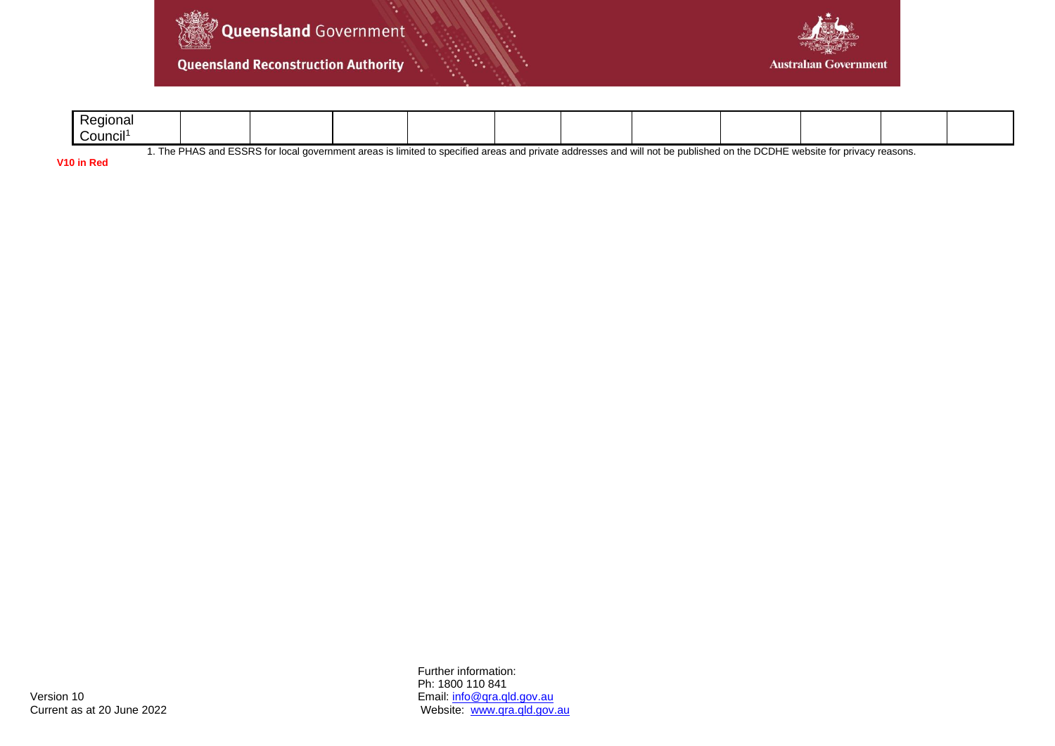| | | | | | | | | | | | |
|---|---|---|---|---|---|---|---|---|---|---|---|
| Regional Council[1] | | | | | | | | | | | |

1. The PHAS and ESSRS for local government areas is limited to specified areas and private addresses and will not be published on the DCDHE website for privacy reasons.

**V10 in Red**

Version 10
Current as at 20 June 2022

Further information:
Ph: 1800 110 841
Email: info@qra.qld.gov.au
Website: www.qra.qld.gov.au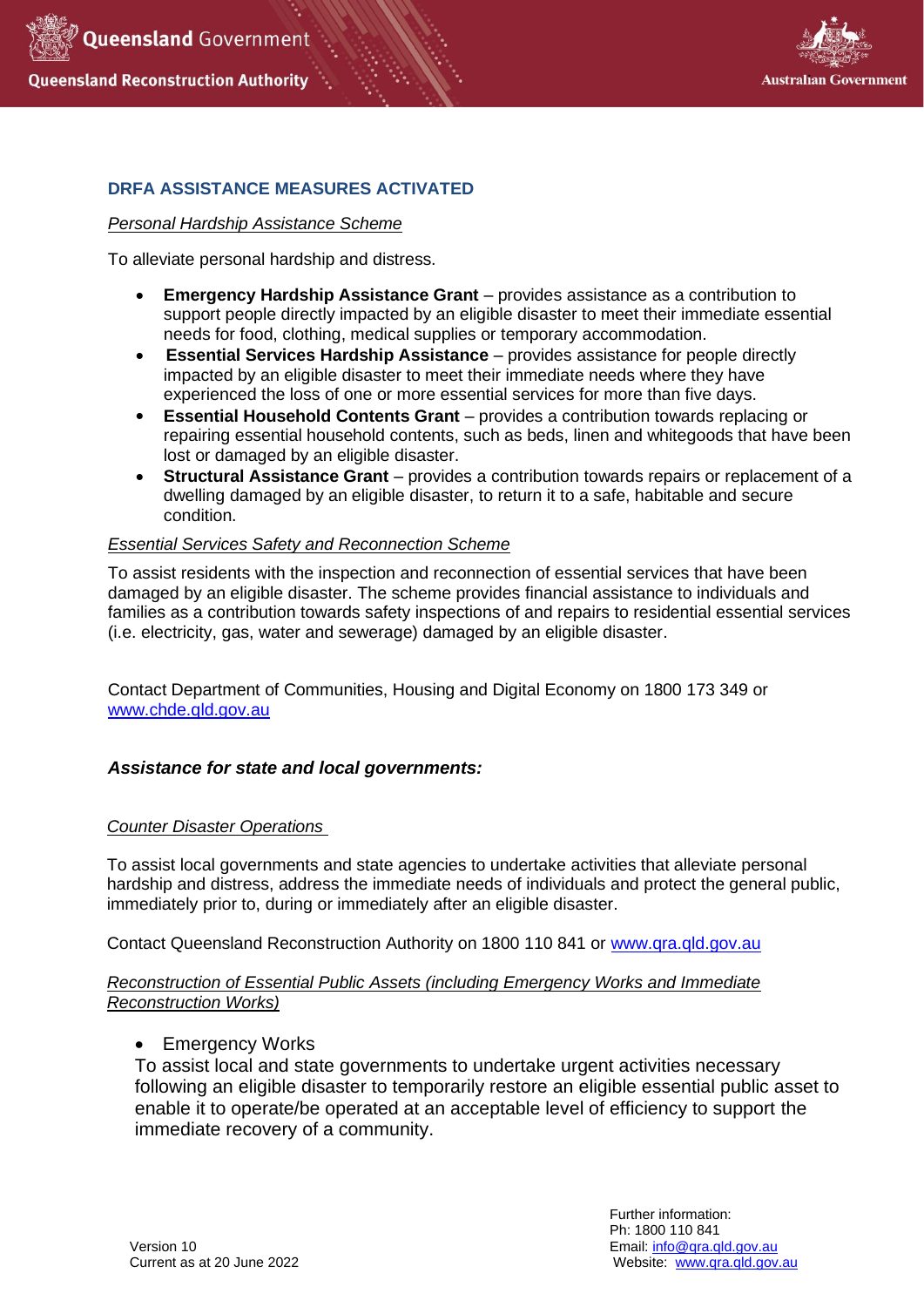## DRFA ASSISTANCE MEASURES ACTIVATED

*Personal Hardship Assistance Scheme*

To alleviate personal hardship and distress.

- **Emergency Hardship Assistance Grant** – provides assistance as a contribution to support people directly impacted by an eligible disaster to meet their immediate essential needs for food, clothing, medical supplies or temporary accommodation.
- **Essential Services Hardship Assistance** – provides assistance for people directly impacted by an eligible disaster to meet their immediate needs where they have experienced the loss of one or more essential services for more than five days.
- **Essential Household Contents Grant** – provides a contribution towards replacing or repairing essential household contents, such as beds, linen and whitegoods that have been lost or damaged by an eligible disaster.
- **Structural Assistance Grant** – provides a contribution towards repairs or replacement of a dwelling damaged by an eligible disaster, to return it to a safe, habitable and secure condition.

*Essential Services Safety and Reconnection Scheme*

To assist residents with the inspection and reconnection of essential services that have been damaged by an eligible disaster. The scheme provides financial assistance to individuals and families as a contribution towards safety inspections of and repairs to residential essential services (i.e. electricity, gas, water and sewerage) damaged by an eligible disaster.

Contact Department of Communities, Housing and Digital Economy on 1800 173 349 or www.chde.qld.gov.au

### *Assistance for state and local governments:*

*Counter Disaster Operations*

To assist local governments and state agencies to undertake activities that alleviate personal hardship and distress, address the immediate needs of individuals and protect the general public, immediately prior to, during or immediately after an eligible disaster.

Contact Queensland Reconstruction Authority on 1800 110 841 or www.qra.qld.gov.au

*Reconstruction of Essential Public Assets (including Emergency Works and Immediate Reconstruction Works)*

- Emergency Works

To assist local and state governments to undertake urgent activities necessary following an eligible disaster to temporarily restore an eligible essential public asset to enable it to operate/be operated at an acceptable level of efficiency to support the immediate recovery of a community.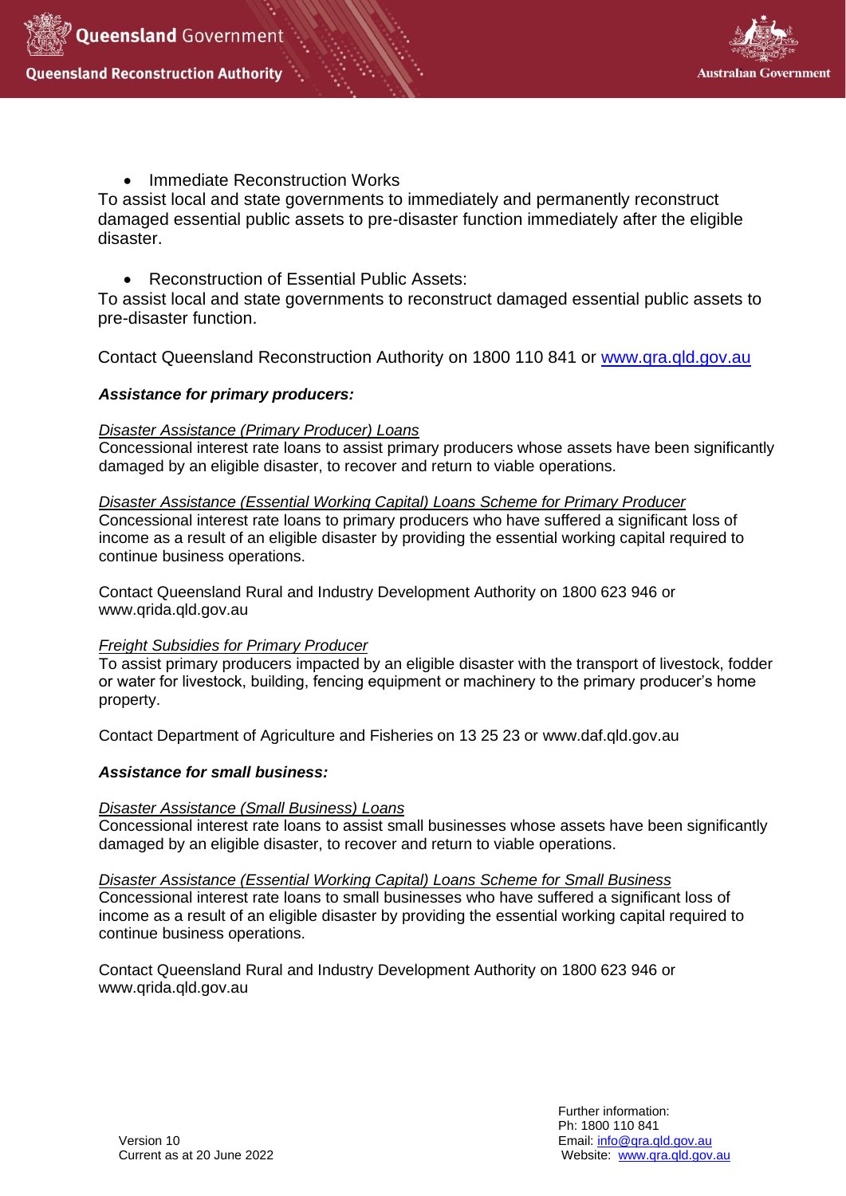- Immediate Reconstruction Works

To assist local and state governments to immediately and permanently reconstruct damaged essential public assets to pre-disaster function immediately after the eligible disaster.

- Reconstruction of Essential Public Assets:

To assist local and state governments to reconstruct damaged essential public assets to pre-disaster function.

Contact Queensland Reconstruction Authority on 1800 110 841 or [www.qra.qld.gov.au](http://www.qra.qld.gov.au)

***Assistance for primary producers:***

*Disaster Assistance (Primary Producer) Loans*

Concessional interest rate loans to assist primary producers whose assets have been significantly damaged by an eligible disaster, to recover and return to viable operations.

*Disaster Assistance (Essential Working Capital) Loans Scheme for Primary Producer*

Concessional interest rate loans to primary producers who have suffered a significant loss of income as a result of an eligible disaster by providing the essential working capital required to continue business operations.

Contact Queensland Rural and Industry Development Authority on 1800 623 946 or www.qrida.qld.gov.au

*Freight Subsidies for Primary Producer*

To assist primary producers impacted by an eligible disaster with the transport of livestock, fodder or water for livestock, building, fencing equipment or machinery to the primary producer's home property.

Contact Department of Agriculture and Fisheries on 13 25 23 or www.daf.qld.gov.au

***Assistance for small business:***

*Disaster Assistance (Small Business) Loans*

Concessional interest rate loans to assist small businesses whose assets have been significantly damaged by an eligible disaster, to recover and return to viable operations.

*Disaster Assistance (Essential Working Capital) Loans Scheme for Small Business*

Concessional interest rate loans to small businesses who have suffered a significant loss of income as a result of an eligible disaster by providing the essential working capital required to continue business operations.

Contact Queensland Rural and Industry Development Authority on 1800 623 946 or www.qrida.qld.gov.au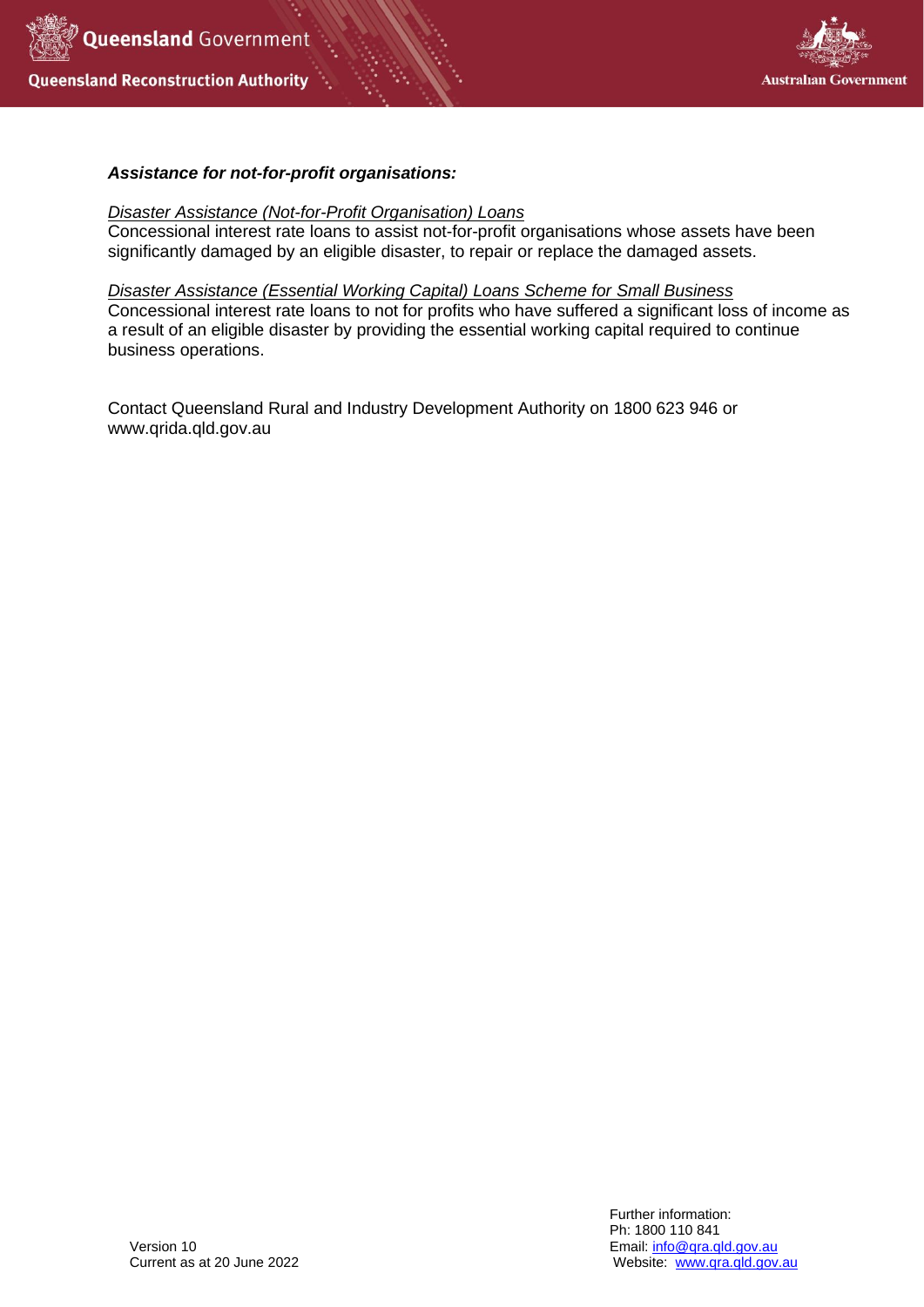***Assistance for not-for-profit organisations:***

*Disaster Assistance (Not-for-Profit Organisation) Loans*
Concessional interest rate loans to assist not-for-profit organisations whose assets have been significantly damaged by an eligible disaster, to repair or replace the damaged assets.

*Disaster Assistance (Essential Working Capital) Loans Scheme for Small Business*
Concessional interest rate loans to not for profits who have suffered a significant loss of income as a result of an eligible disaster by providing the essential working capital required to continue business operations.

Contact Queensland Rural and Industry Development Authority on 1800 623 946 or www.qrida.qld.gov.au

Version 10
Current as at 20 June 2022

Further information:
Ph: 1800 110 841
Email: info@qra.qld.gov.au
Website: www.qra.qld.gov.au